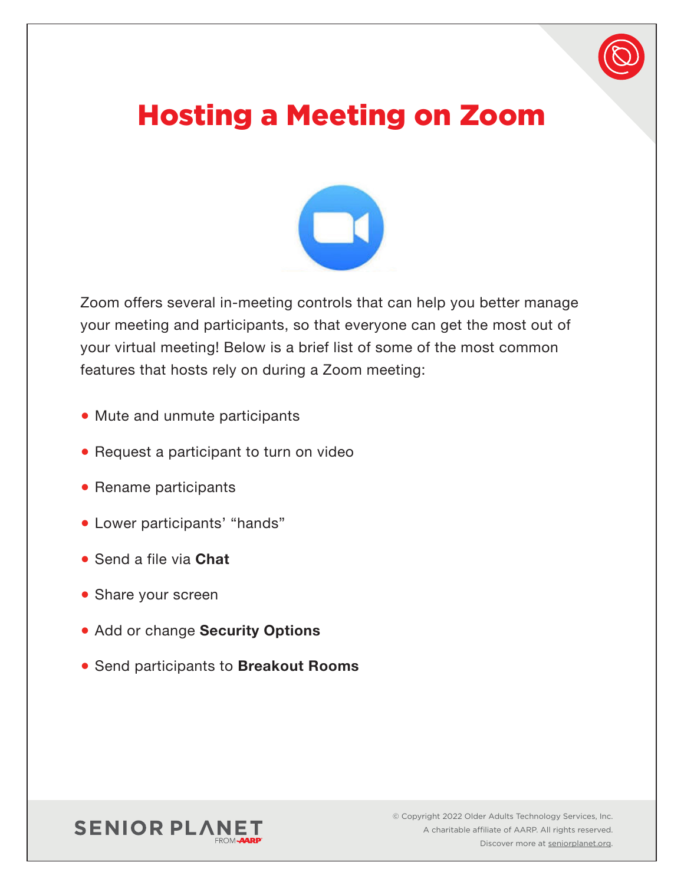# Hosting a Meeting on Zoom

Zoom offers several in-meeting controls that can help you better manage your meeting and participants, so that everyone can get the most out of your virtual meeting! Below is a brief list of some of the most common features that hosts rely on during a Zoom meeting:

- Mute and unmute participants
- Request a participant to turn on video
- Rename participants
- Lower participants' "hands"
- Send a file via **Chat**
- Share your screen
- Add or change **Security Options**
- Send participants to **Breakout Rooms**

SENIOR PLANET FROM AARP

© Copyright 2022 Older Adults Technology Services, Inc.
A charitable affiliate of AARP. All rights reserved.
Discover more at seniorplanet.org.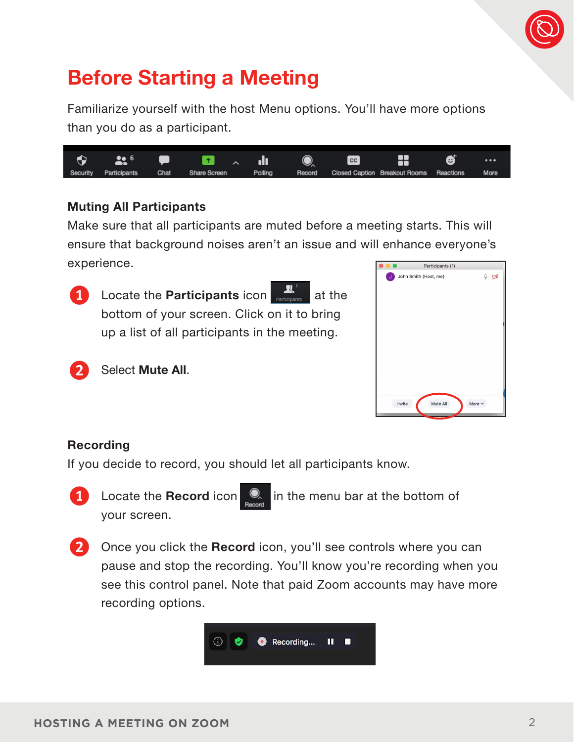# Before Starting a Meeting

Familiarize yourself with the host Menu options. You'll have more options than you do as a participant.

### Muting All Participants

Make sure that all participants are muted before a meeting starts. This will ensure that background noises aren't an issue and will enhance everyone's experience.

1. Locate the **Participants** icon at the bottom of your screen. Click on it to bring up a list of all participants in the meeting.

2. Select **Mute All**.

### Recording

If you decide to record, you should let all participants know.

1. Locate the **Record** icon in the menu bar at the bottom of your screen.

2. Once you click the **Record** icon, you'll see controls where you can pause and stop the recording. You'll know you're recording when you see this control panel. Note that paid Zoom accounts may have more recording options.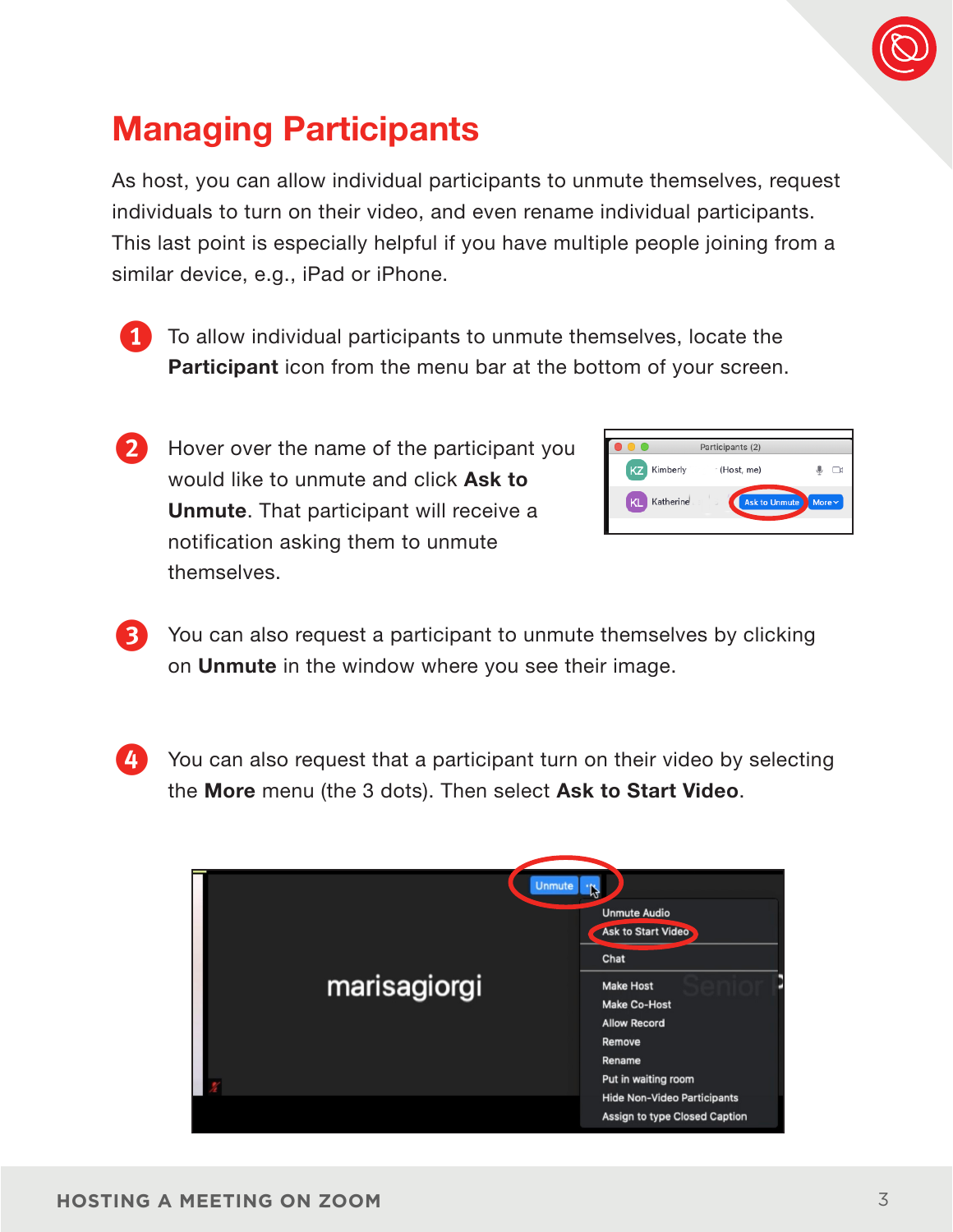# Managing Participants

As host, you can allow individual participants to unmute themselves, request individuals to turn on their video, and even rename individual participants. This last point is especially helpful if you have multiple people joining from a similar device, e.g., iPad or iPhone.

1. To allow individual participants to unmute themselves, locate the **Participant** icon from the menu bar at the bottom of your screen.

2. Hover over the name of the participant you would like to unmute and click **Ask to Unmute**. That participant will receive a notification asking them to unmute themselves.

3. You can also request a participant to unmute themselves by clicking on **Unmute** in the window where you see their image.

4. You can also request that a participant turn on their video by selecting the **More** menu (the 3 dots). Then select **Ask to Start Video**.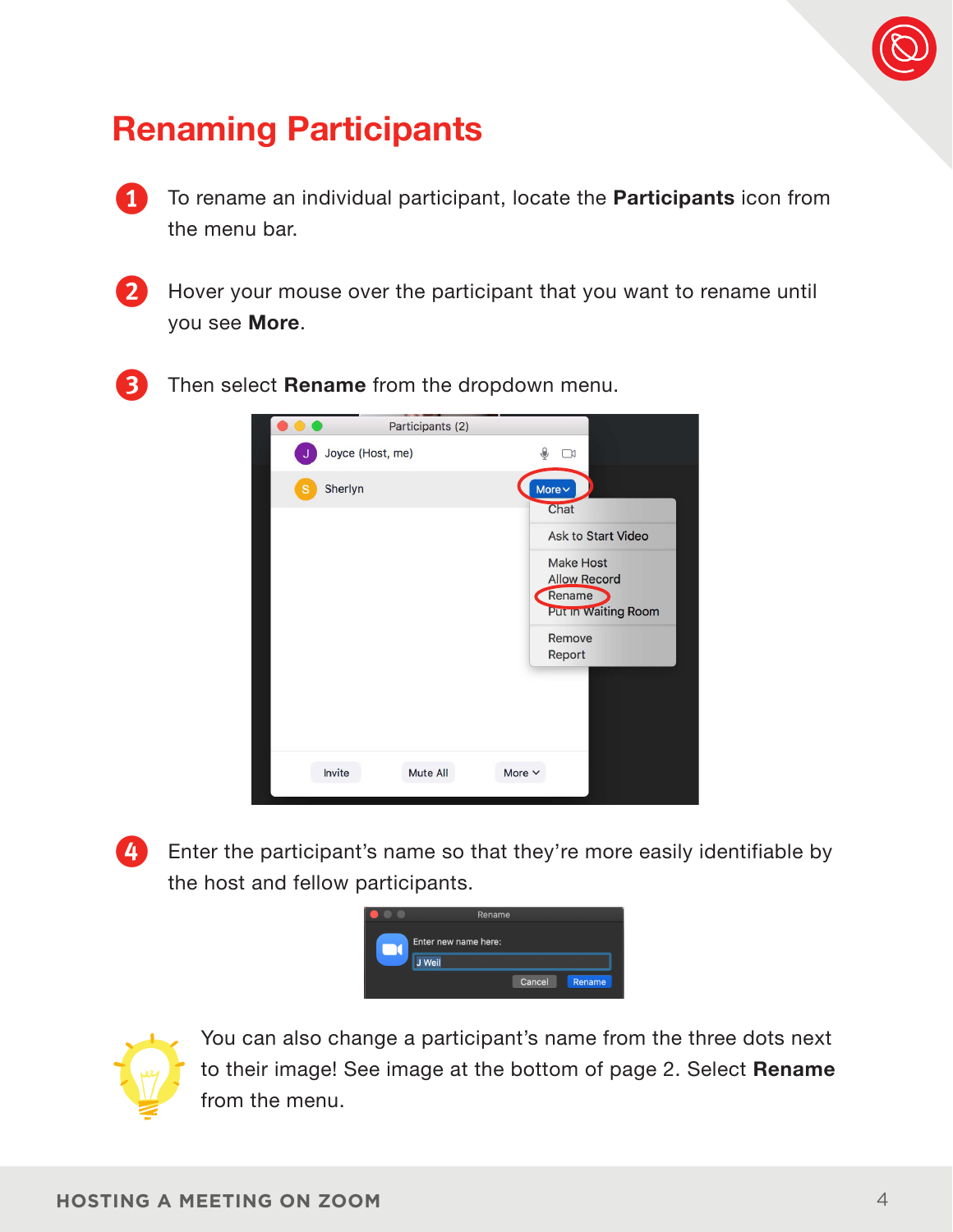# Renaming Participants

1. To rename an individual participant, locate the **Participants** icon from the menu bar.

2. Hover your mouse over the participant that you want to rename until you see **More**.

3. Then select **Rename** from the dropdown menu.

4. Enter the participant's name so that they're more easily identifiable by the host and fellow participants.

You can also change a participant's name from the three dots next to their image! See image at the bottom of page 2. Select **Rename** from the menu.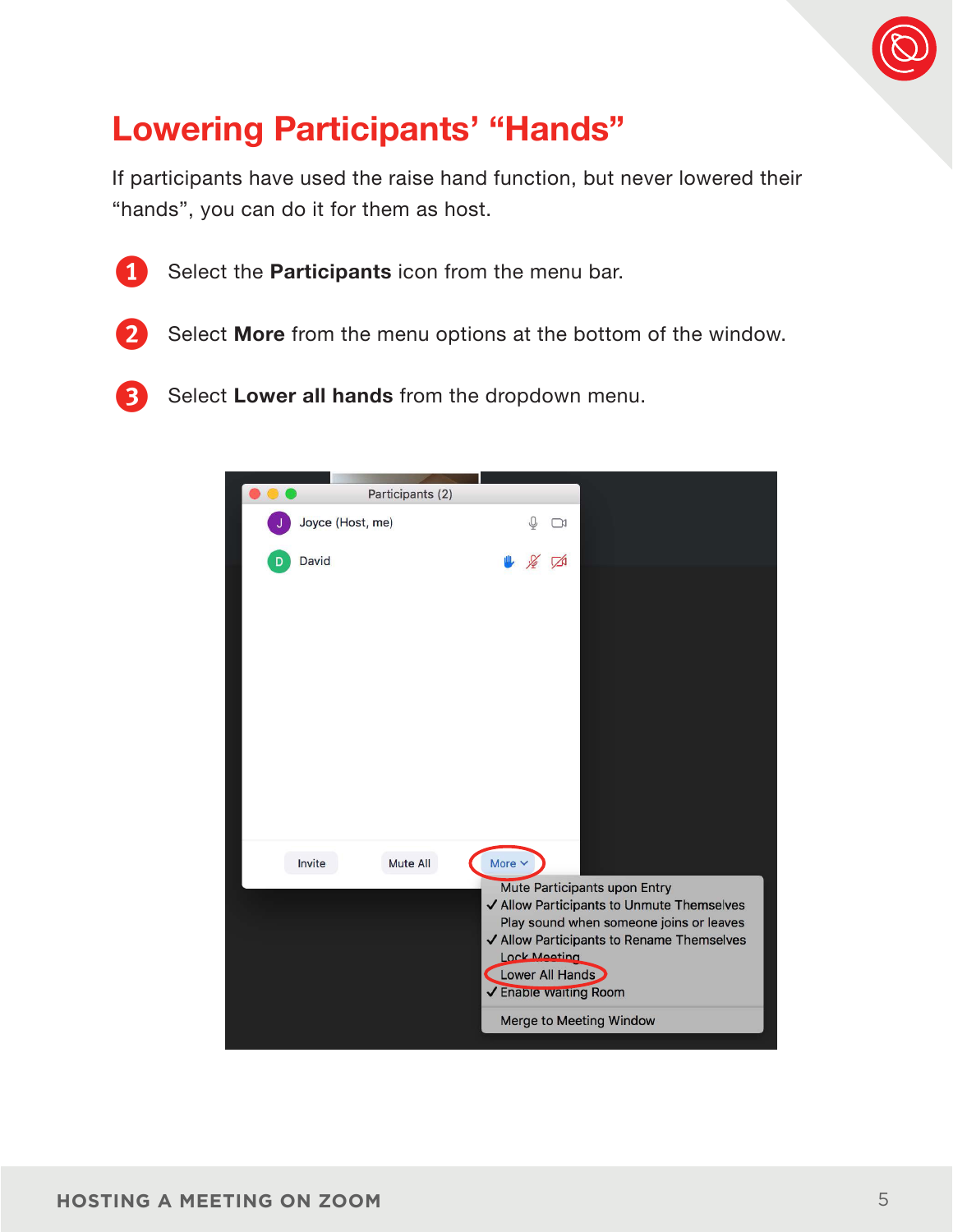# Lowering Participants' "Hands"

If participants have used the raise hand function, but never lowered their "hands", you can do it for them as host.

1. Select the **Participants** icon from the menu bar.
2. Select **More** from the menu options at the bottom of the window.
3. Select **Lower all hands** from the dropdown menu.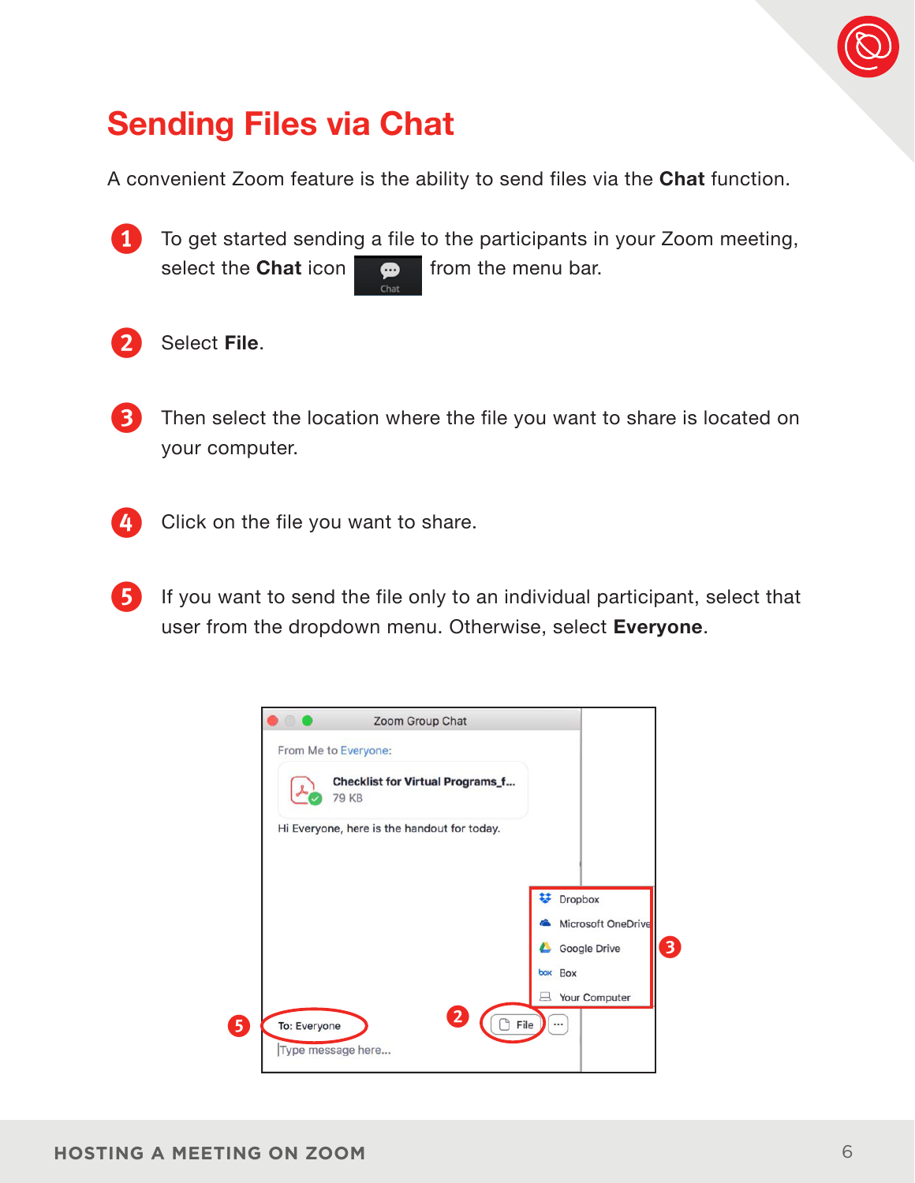# Sending Files via Chat

A convenient Zoom feature is the ability to send files via the **Chat** function.

1. To get started sending a file to the participants in your Zoom meeting, select the **Chat** icon from the menu bar.

2. Select **File**.

3. Then select the location where the file you want to share is located on your computer.

4. Click on the file you want to share.

5. If you want to send the file only to an individual participant, select that user from the dropdown menu. Otherwise, select **Everyone**.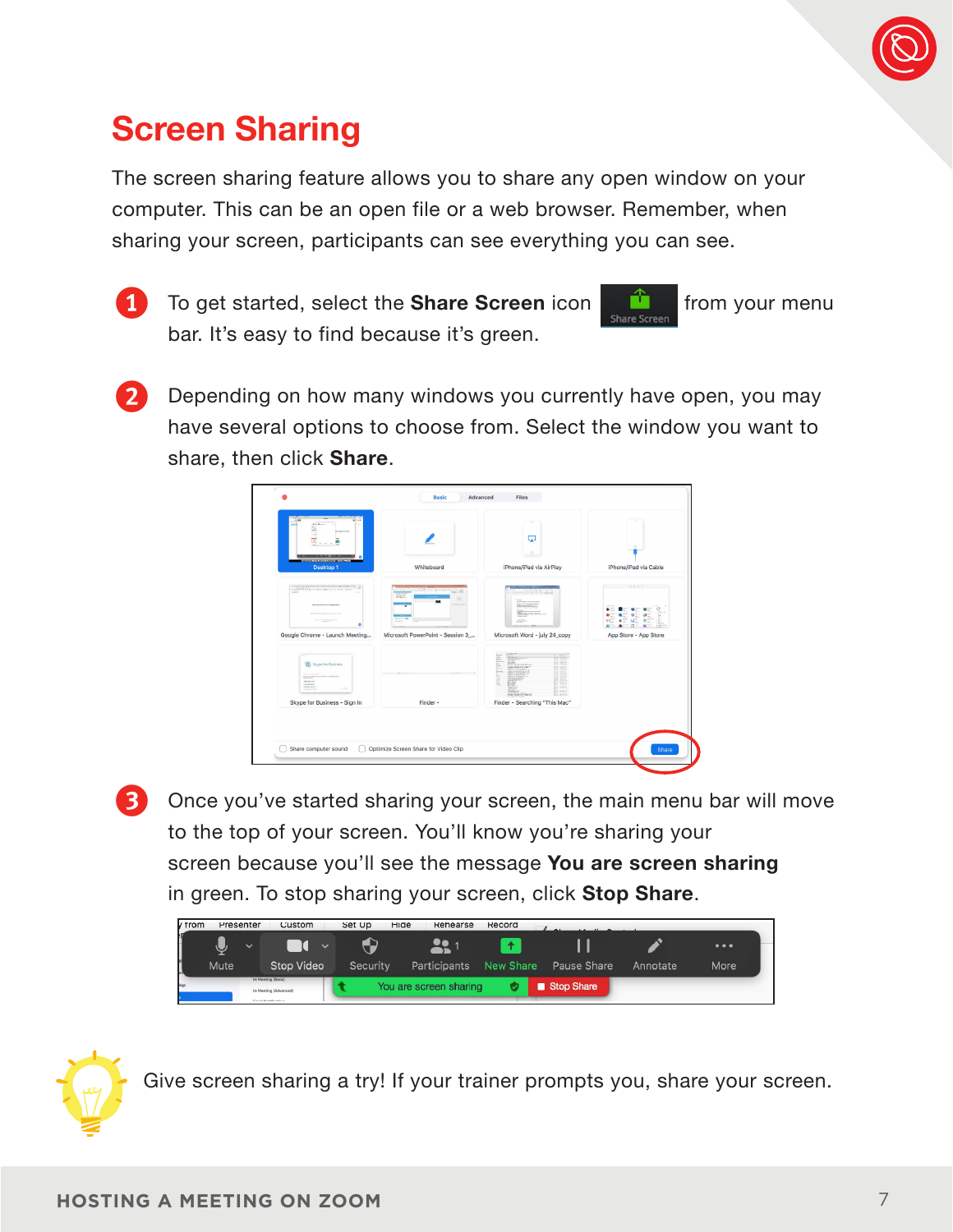# Screen Sharing

The screen sharing feature allows you to share any open window on your computer. This can be an open file or a web browser. Remember, when sharing your screen, participants can see everything you can see.

1. To get started, select the **Share Screen** icon from your menu bar. It's easy to find because it's green.

2. Depending on how many windows you currently have open, you may have several options to choose from. Select the window you want to share, then click **Share**.

3. Once you've started sharing your screen, the main menu bar will move to the top of your screen. You'll know you're sharing your screen because you'll see the message **You are screen sharing** in green. To stop sharing your screen, click **Stop Share**.

Give screen sharing a try! If your trainer prompts you, share your screen.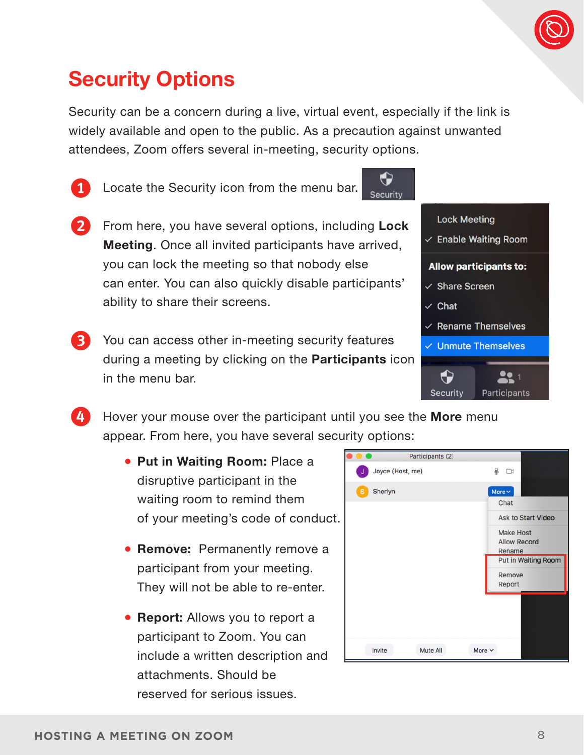# Security Options

Security can be a concern during a live, virtual event, especially if the link is widely available and open to the public. As a precaution against unwanted attendees, Zoom offers several in-meeting, security options.

1. Locate the Security icon from the menu bar.

2. From here, you have several options, including **Lock Meeting**. Once all invited participants have arrived, you can lock the meeting so that nobody else can enter. You can also quickly disable participants' ability to share their screens.

3. You can access other in-meeting security features during a meeting by clicking on the **Participants** icon in the menu bar.

4. Hover your mouse over the participant until you see the **More** menu appear. From here, you have several security options:

   - **Put in Waiting Room:** Place a disruptive participant in the waiting room to remind them of your meeting's code of conduct.
   - **Remove:** Permanently remove a participant from your meeting. They will not be able to re-enter.
   - **Report:** Allows you to report a participant to Zoom. You can include a written description and attachments. Should be reserved for serious issues.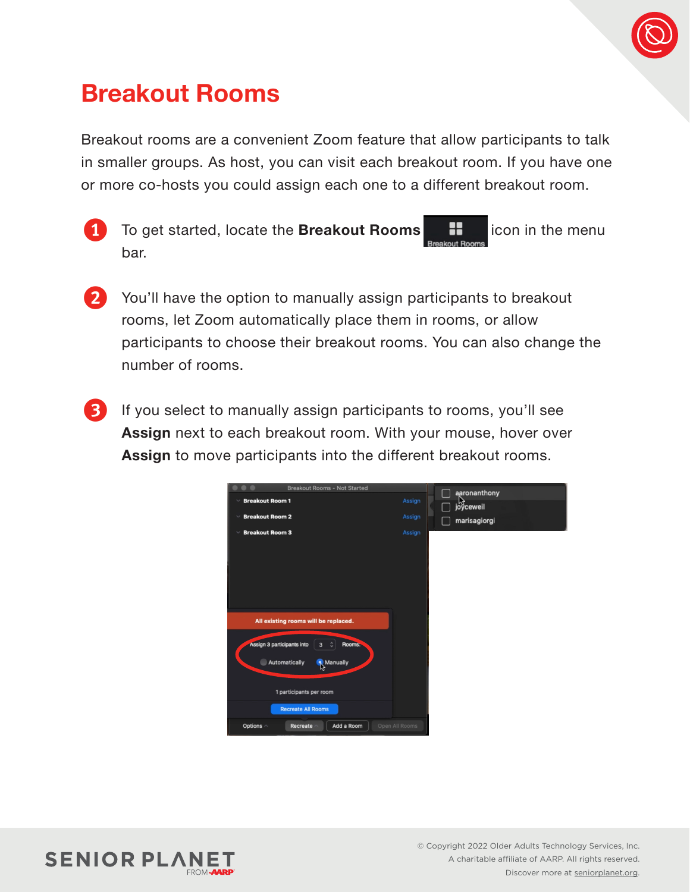# Breakout Rooms

Breakout rooms are a convenient Zoom feature that allow participants to talk in smaller groups. As host, you can visit each breakout room. If you have one or more co-hosts you could assign each one to a different breakout room.

1. To get started, locate the **Breakout Rooms** icon in the menu bar.

2. You'll have the option to manually assign participants to breakout rooms, let Zoom automatically place them in rooms, or allow participants to choose their breakout rooms. You can also change the number of rooms.

3. If you select to manually assign participants to rooms, you'll see **Assign** next to each breakout room. With your mouse, hover over **Assign** to move participants into the different breakout rooms.

© Copyright 2022 Older Adults Technology Services, Inc.
A charitable affiliate of AARP. All rights reserved.
Discover more at seniorplanet.org.